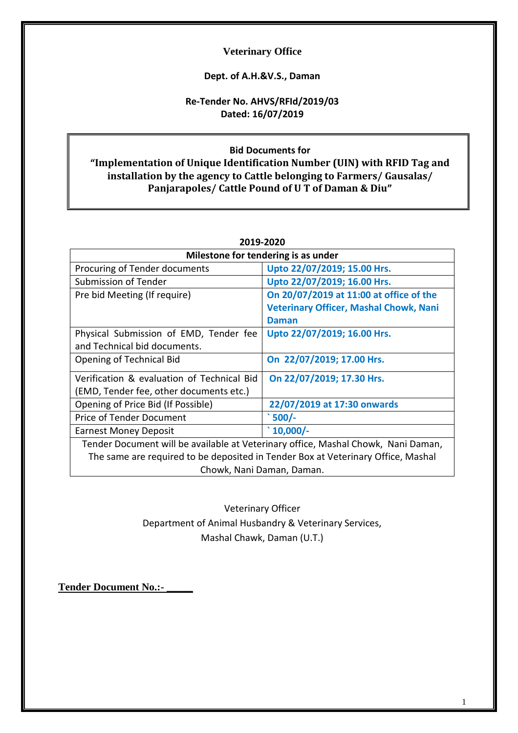**Veterinary Office**

**Dept. of A.H.&V.S., Daman**

**Re-Tender No. AHVS/RFId/2019/03**
**Dated: 16/07/2019**

**Bid Documents for**

**"Implementation of Unique Identification Number (UIN) with RFID Tag and installation by the agency to Cattle belonging to Farmers/ Gausalas/ Panjarapoles/ Cattle Pound of U T of Daman & Diu"**

**2019-2020**

| Milestone for tendering is as under | |
|---|---|
| Procuring of Tender documents | **Upto 22/07/2019; 15.00 Hrs.** |
| Submission of Tender | **Upto 22/07/2019; 16.00 Hrs.** |
| Pre bid Meeting (If require) | **On 20/07/2019 at 11:00 at office of the Veterinary Officer, Mashal Chowk, Nani Daman** |
| Physical Submission of EMD, Tender fee and Technical bid documents. | **Upto 22/07/2019; 16.00 Hrs.** |
| Opening of Technical Bid | **On 22/07/2019; 17.00 Hrs.** |
| Verification & evaluation of Technical Bid (EMD, Tender fee, other documents etc.) | **On 22/07/2019; 17.30 Hrs.** |
| Opening of Price Bid (If Possible) | **22/07/2019 at 17:30 onwards** |
| Price of Tender Document | **` 500/-** |
| Earnest Money Deposit | **` 10,000/-** |
| Tender Document will be available at Veterinary office, Mashal Chowk, Nani Daman, The same are required to be deposited in Tender Box at Veterinary Office, Mashal Chowk, Nani Daman, Daman. | |

Veterinary Officer
Department of Animal Husbandry & Veterinary Services,
Mashal Chawk, Daman (U.T.)

**Tender Document No.:- _____**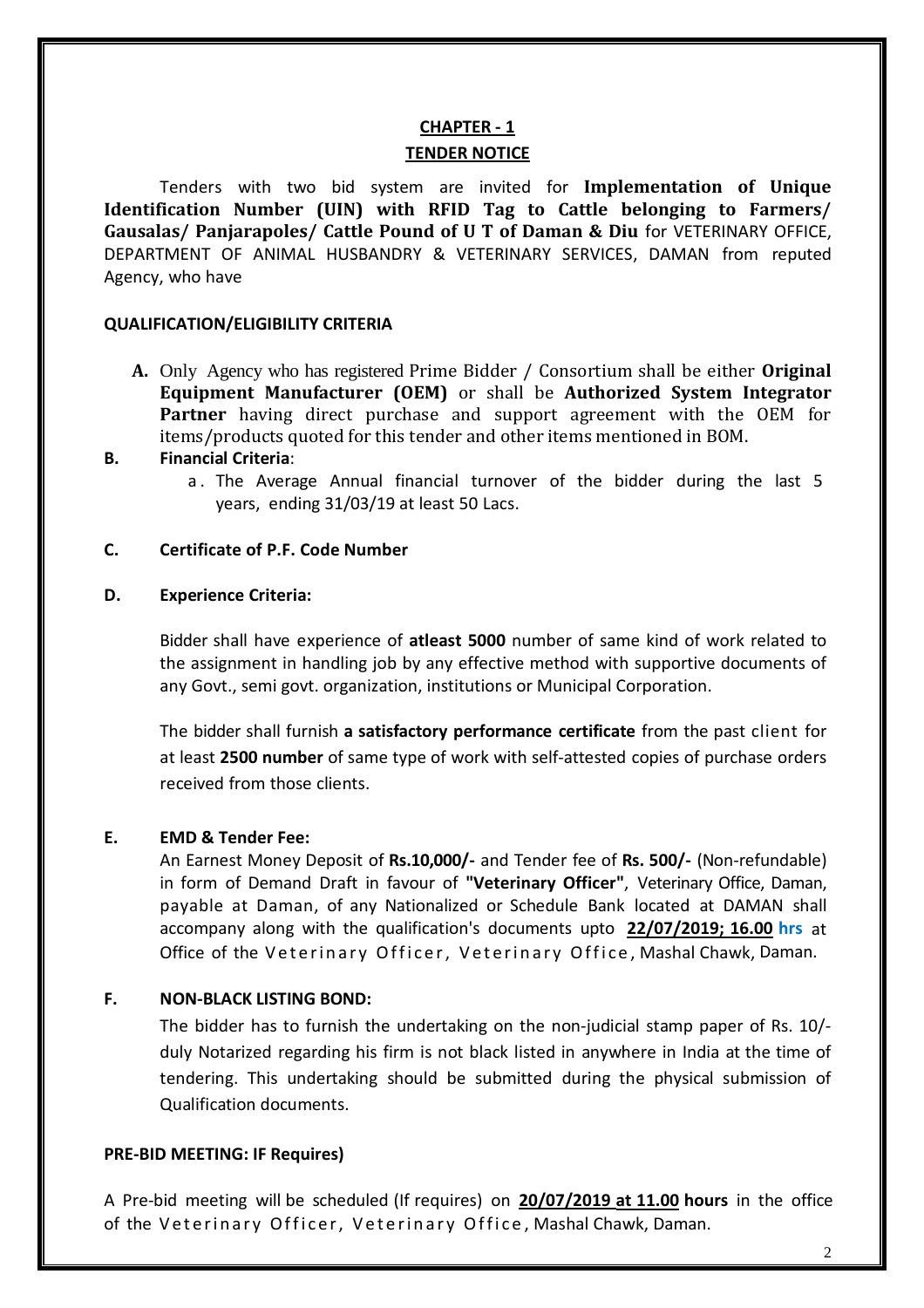## CHAPTER - 1

## TENDER NOTICE

Tenders with two bid system are invited for **Implementation of Unique Identification Number (UIN) with RFID Tag to Cattle belonging to Farmers/ Gausalas/ Panjarapoles/ Cattle Pound of U T of Daman & Diu** for VETERINARY OFFICE, DEPARTMENT OF ANIMAL HUSBANDRY & VETERINARY SERVICES, DAMAN from reputed Agency, who have

### QUALIFICATION/ELIGIBILITY CRITERIA

**A.** Only Agency who has registered Prime Bidder / Consortium shall be either **Original Equipment Manufacturer (OEM)** or shall be **Authorized System Integrator Partner** having direct purchase and support agreement with the OEM for items/products quoted for this tender and other items mentioned in BOM.

**B. Financial Criteria**:

a. The Average Annual financial turnover of the bidder during the last 5 years, ending 31/03/19 at least 50 Lacs.

**C. Certificate of P.F. Code Number**

**D. Experience Criteria:**

Bidder shall have experience of **atleast 5000** number of same kind of work related to the assignment in handling job by any effective method with supportive documents of any Govt., semi govt. organization, institutions or Municipal Corporation.

The bidder shall furnish **a satisfactory performance certificate** from the past client for at least **2500 number** of same type of work with self-attested copies of purchase orders received from those clients.

**E. EMD & Tender Fee:**

An Earnest Money Deposit of **Rs.10,000/-** and Tender fee of **Rs. 500/-** (Non-refundable) in form of Demand Draft in favour of **"Veterinary Officer"**, Veterinary Office, Daman, payable at Daman, of any Nationalized or Schedule Bank located at DAMAN shall accompany along with the qualification's documents upto **22/07/2019; 16.00 hrs** at Office of the Veterinary Officer, Veterinary Office, Mashal Chawk, Daman.

**F. NON-BLACK LISTING BOND:**

The bidder has to furnish the undertaking on the non-judicial stamp paper of Rs. 10/- duly Notarized regarding his firm is not black listed in anywhere in India at the time of tendering. This undertaking should be submitted during the physical submission of Qualification documents.

**PRE-BID MEETING: IF Requires)**

A Pre-bid meeting will be scheduled (If requires) on **20/07/2019 at 11.00 hours** in the office of the Veterinary Officer, Veterinary Office, Mashal Chawk, Daman.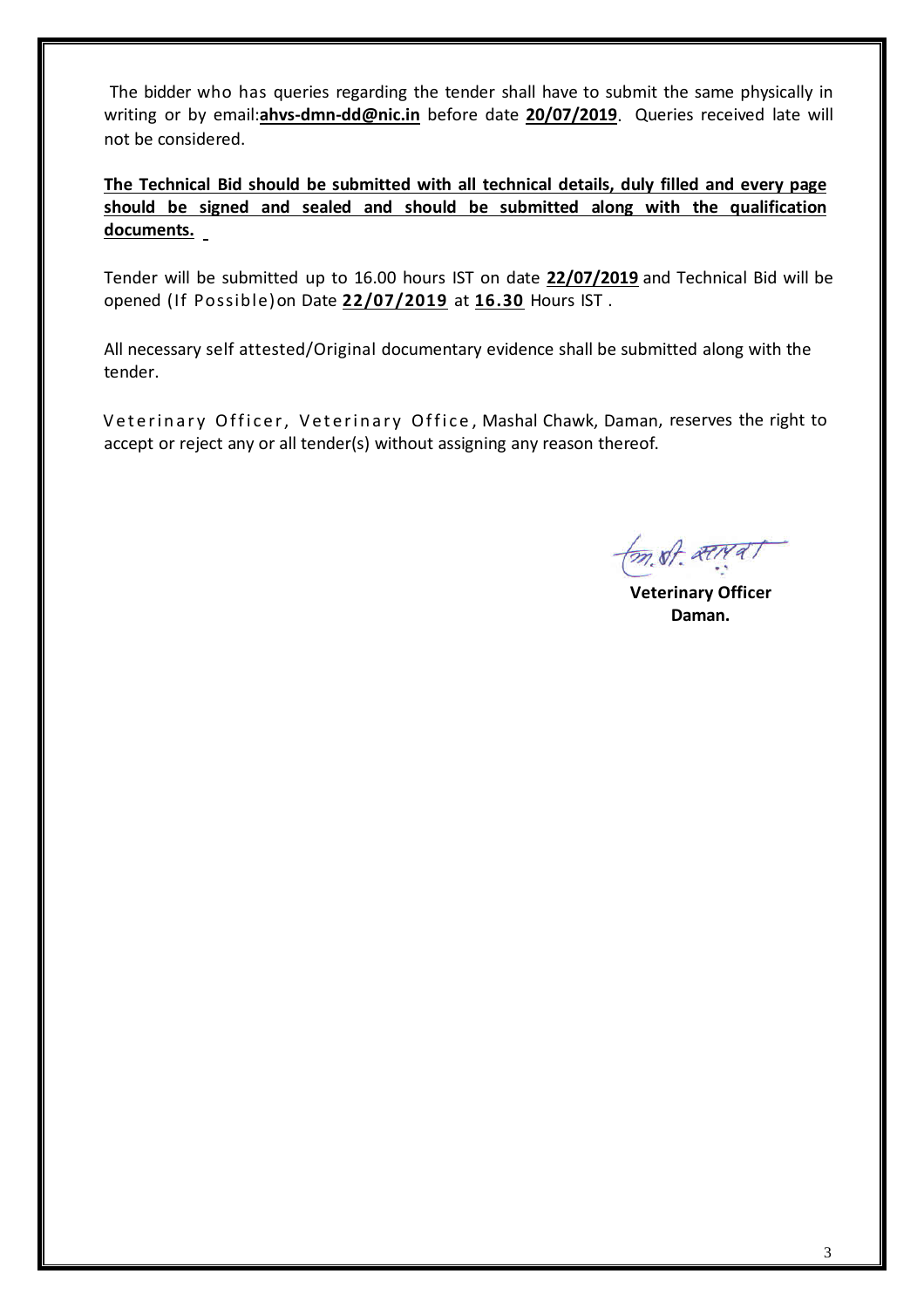The bidder who has queries regarding the tender shall have to submit the same physically in writing or by email:**ahvs-dmn-dd@nic.in** before date **20/07/2019**. Queries received late will not be considered.

**The Technical Bid should be submitted with all technical details, duly filled and every page should be signed and sealed and should be submitted along with the qualification documents.**

Tender will be submitted up to 16.00 hours IST on date **22/07/2019** and Technical Bid will be opened (If Possible) on Date **22/07/2019** at **16.30** Hours IST .

All necessary self attested/Original documentary evidence shall be submitted along with the tender.

Veterinary Officer, Veterinary Office, Mashal Chawk, Daman, reserves the right to accept or reject any or all tender(s) without assigning any reason thereof.

**Veterinary Officer**
**Daman.**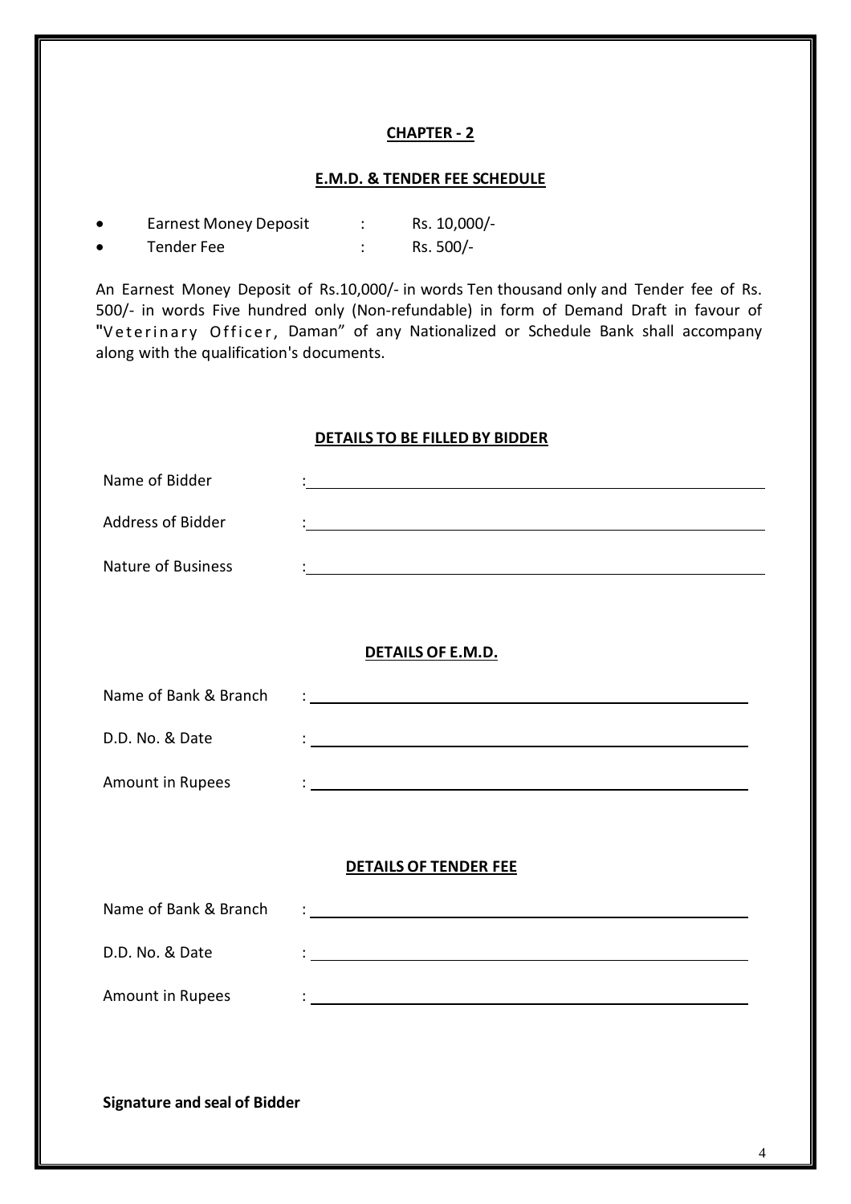## CHAPTER - 2

### E.M.D. & TENDER FEE SCHEDULE

- Earnest Money Deposit : Rs. 10,000/-
- Tender Fee : Rs. 500/-

An Earnest Money Deposit of Rs.10,000/- in words Ten thousand only and Tender fee of Rs. 500/- in words Five hundred only (Non-refundable) in form of Demand Draft in favour of "Veterinary Officer, Daman" of any Nationalized or Schedule Bank shall accompany along with the qualification's documents.

### DETAILS TO BE FILLED BY BIDDER

Name of Bidder : ____________________________________________

Address of Bidder : ____________________________________________

Nature of Business : ____________________________________________

### DETAILS OF E.M.D.

Name of Bank & Branch : ____________________________________________

D.D. No. & Date : ____________________________________________

Amount in Rupees : ____________________________________________

### DETAILS OF TENDER FEE

Name of Bank & Branch : ____________________________________________

D.D. No. & Date : ____________________________________________

Amount in Rupees : ____________________________________________

**Signature and seal of Bidder**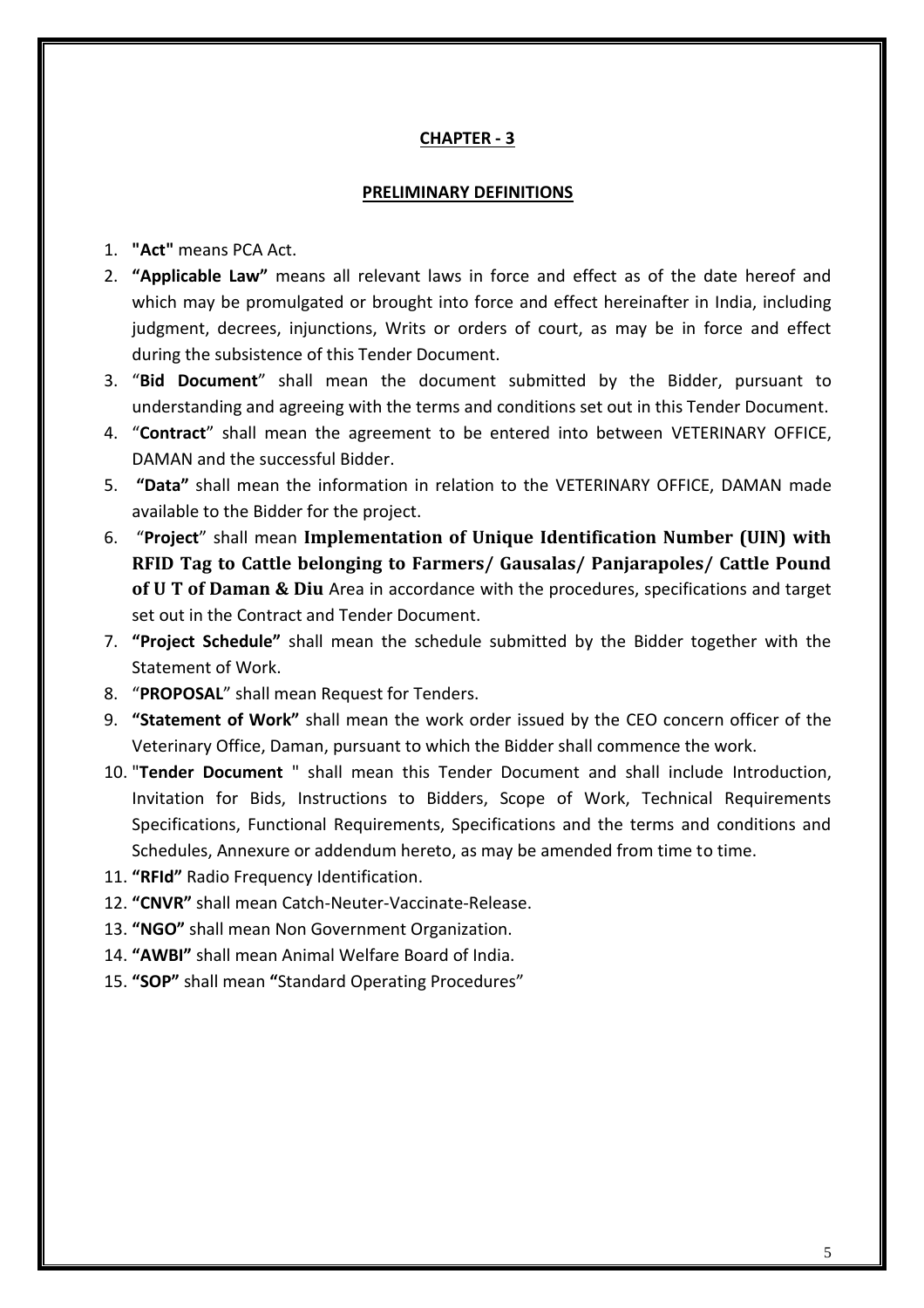## CHAPTER - 3

### PRELIMINARY DEFINITIONS

1. **"Act"** means PCA Act.
2. **"Applicable Law"** means all relevant laws in force and effect as of the date hereof and which may be promulgated or brought into force and effect hereinafter in India, including judgment, decrees, injunctions, Writs or orders of court, as may be in force and effect during the subsistence of this Tender Document.
3. "**Bid Document**" shall mean the document submitted by the Bidder, pursuant to understanding and agreeing with the terms and conditions set out in this Tender Document.
4. "**Contract**" shall mean the agreement to be entered into between VETERINARY OFFICE, DAMAN and the successful Bidder.
5. **"Data"** shall mean the information in relation to the VETERINARY OFFICE, DAMAN made available to the Bidder for the project.
6. "**Project**" shall mean **Implementation of Unique Identification Number (UIN) with RFID Tag to Cattle belonging to Farmers/ Gausalas/ Panjarapoles/ Cattle Pound of U T of Daman & Diu** Area in accordance with the procedures, specifications and target set out in the Contract and Tender Document.
7. **"Project Schedule"** shall mean the schedule submitted by the Bidder together with the Statement of Work.
8. "**PROPOSAL**" shall mean Request for Tenders.
9. **"Statement of Work"** shall mean the work order issued by the CEO concern officer of the Veterinary Office, Daman, pursuant to which the Bidder shall commence the work.
10. "**Tender Document** " shall mean this Tender Document and shall include Introduction, Invitation for Bids, Instructions to Bidders, Scope of Work, Technical Requirements Specifications, Functional Requirements, Specifications and the terms and conditions and Schedules, Annexure or addendum hereto, as may be amended from time to time.
11. **"RFId"** Radio Frequency Identification.
12. **"CNVR"** shall mean Catch-Neuter-Vaccinate-Release.
13. **"NGO"** shall mean Non Government Organization.
14. **"AWBI"** shall mean Animal Welfare Board of India.
15. **"SOP"** shall mean **"**Standard Operating Procedures"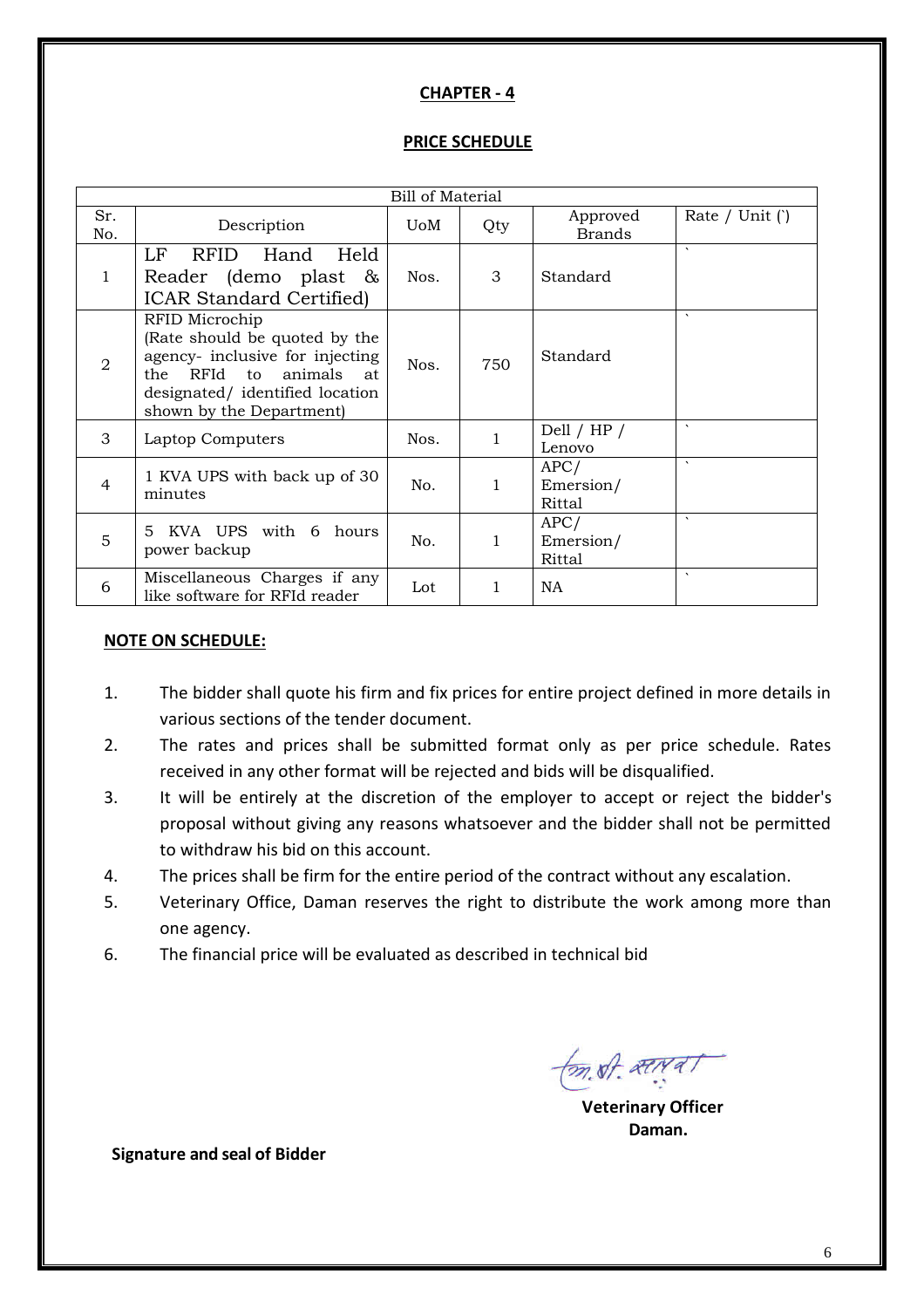## CHAPTER - 4

## PRICE SCHEDULE

| Bill of Material | | | | | |
|---|---|---|---|---|---|
| Sr. No. | Description | UoM | Qty | Approved Brands | Rate / Unit (`) |
| 1 | LF RFID Hand Held Reader (demo plast & ICAR Standard Certified) | Nos. | 3 | Standard | ` |
| 2 | RFID Microchip (Rate should be quoted by the agency- inclusive for injecting the RFId to animals at designated/ identified location shown by the Department) | Nos. | 750 | Standard | ` |
| 3 | Laptop Computers | Nos. | 1 | Dell / HP / Lenovo | ` |
| 4 | 1 KVA UPS with back up of 30 minutes | No. | 1 | APC/ Emersion/ Rittal | ` |
| 5 | 5 KVA UPS with 6 hours power backup | No. | 1 | APC/ Emersion/ Rittal | ` |
| 6 | Miscellaneous Charges if any like software for RFId reader | Lot | 1 | NA | ` |

**NOTE ON SCHEDULE:**

1. The bidder shall quote his firm and fix prices for entire project defined in more details in various sections of the tender document.
2. The rates and prices shall be submitted format only as per price schedule. Rates received in any other format will be rejected and bids will be disqualified.
3. It will be entirely at the discretion of the employer to accept or reject the bidder's proposal without giving any reasons whatsoever and the bidder shall not be permitted to withdraw his bid on this account.
4. The prices shall be firm for the entire period of the contract without any escalation.
5. Veterinary Office, Daman reserves the right to distribute the work among more than one agency.
6. The financial price will be evaluated as described in technical bid

**Veterinary Officer**
**Daman.**

**Signature and seal of Bidder**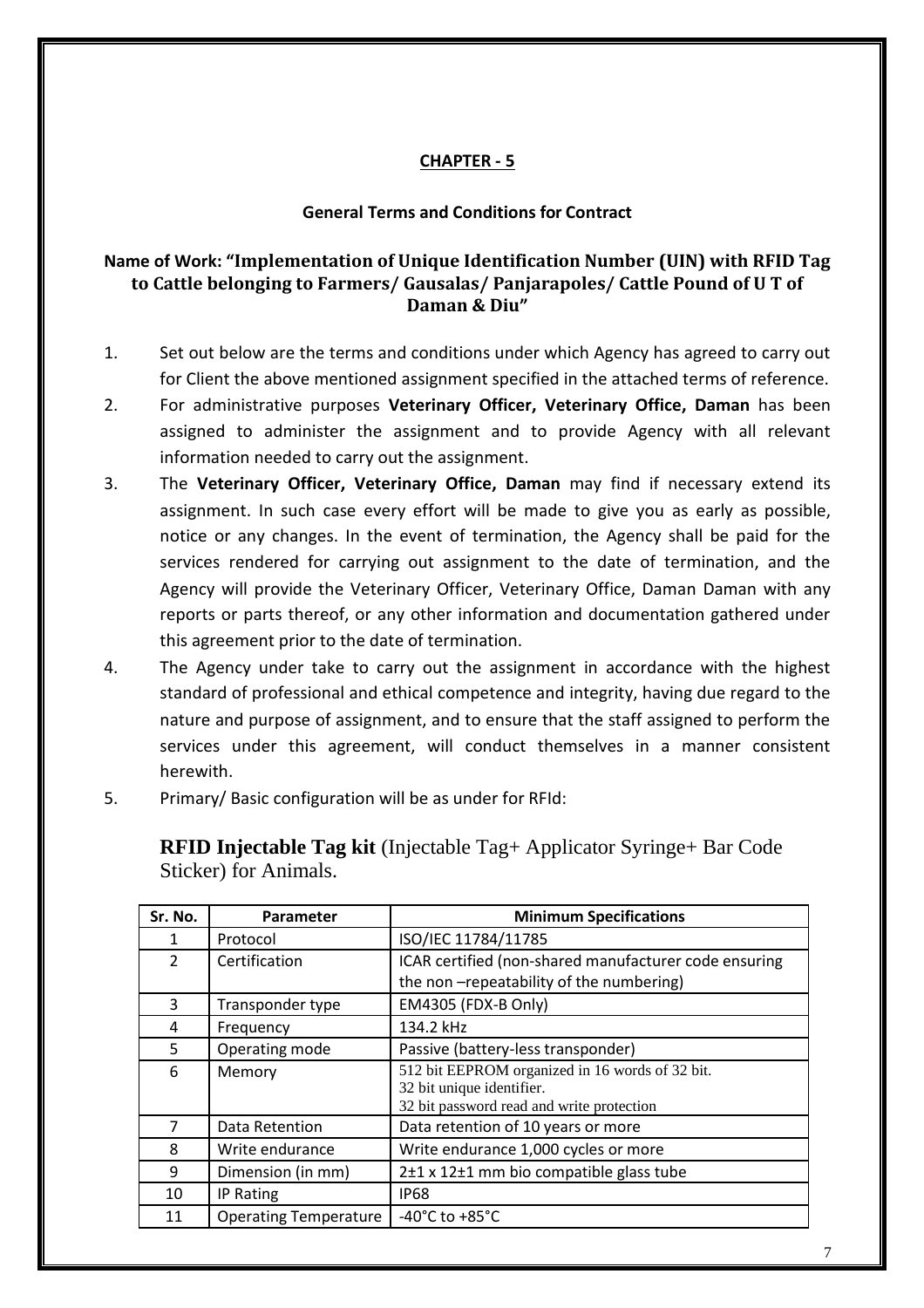## CHAPTER - 5

### General Terms and Conditions for Contract

### Name of Work: "Implementation of Unique Identification Number (UIN) with RFID Tag to Cattle belonging to Farmers/ Gausalas/ Panjarapoles/ Cattle Pound of U T of Daman & Diu"

1. Set out below are the terms and conditions under which Agency has agreed to carry out for Client the above mentioned assignment specified in the attached terms of reference.
2. For administrative purposes **Veterinary Officer, Veterinary Office, Daman** has been assigned to administer the assignment and to provide Agency with all relevant information needed to carry out the assignment.
3. The **Veterinary Officer, Veterinary Office, Daman** may find if necessary extend its assignment. In such case every effort will be made to give you as early as possible, notice or any changes. In the event of termination, the Agency shall be paid for the services rendered for carrying out assignment to the date of termination, and the Agency will provide the Veterinary Officer, Veterinary Office, Daman Daman with any reports or parts thereof, or any other information and documentation gathered under this agreement prior to the date of termination.
4. The Agency under take to carry out the assignment in accordance with the highest standard of professional and ethical competence and integrity, having due regard to the nature and purpose of assignment, and to ensure that the staff assigned to perform the services under this agreement, will conduct themselves in a manner consistent herewith.
5. Primary/ Basic configuration will be as under for RFId:

**RFID Injectable Tag kit** (Injectable Tag+ Applicator Syringe+ Bar Code Sticker) for Animals.

| Sr. No. | Parameter | Minimum Specifications |
|---|---|---|
| 1 | Protocol | ISO/IEC 11784/11785 |
| 2 | Certification | ICAR certified (non-shared manufacturer code ensuring the non –repeatability of the numbering) |
| 3 | Transponder type | EM4305 (FDX-B Only) |
| 4 | Frequency | 134.2 kHz |
| 5 | Operating mode | Passive (battery-less transponder) |
| 6 | Memory | 512 bit EEPROM organized in 16 words of 32 bit.<br>32 bit unique identifier.<br>32 bit password read and write protection |
| 7 | Data Retention | Data retention of 10 years or more |
| 8 | Write endurance | Write endurance 1,000 cycles or more |
| 9 | Dimension (in mm) | 2±1 x 12±1 mm bio compatible glass tube |
| 10 | IP Rating | IP68 |
| 11 | Operating Temperature | -40°C to +85°C |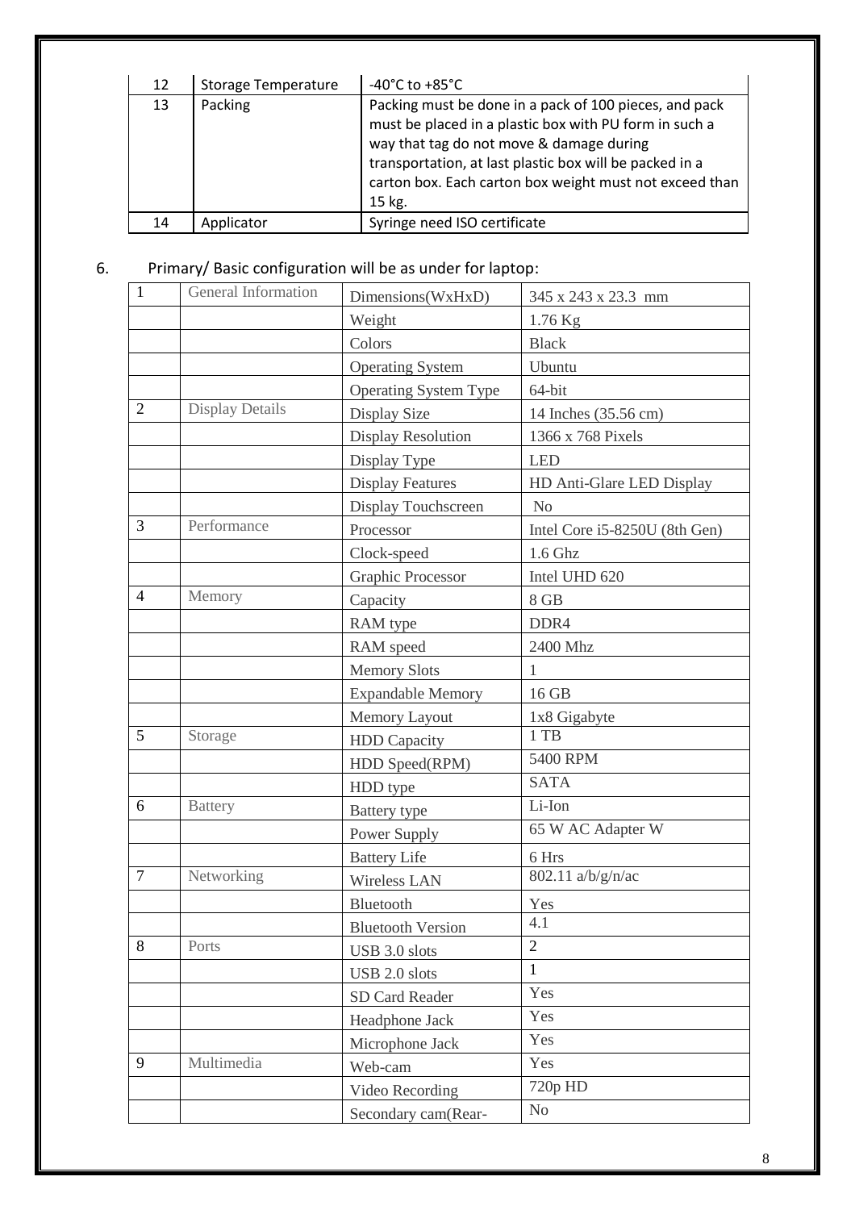| 12 | Storage Temperature | -40°C to +85°C |
|---|---|---|
| 13 | Packing | Packing must be done in a pack of 100 pieces, and pack must be placed in a plastic box with PU form in such a way that tag do not move & damage during transportation, at last plastic box will be packed in a carton box. Each carton box weight must not exceed than 15 kg. |
| 14 | Applicator | Syringe need ISO certificate |

6. Primary/ Basic configuration will be as under for laptop:

| 1 | General Information | Dimensions(WxHxD) | 345 x 243 x 23.3 mm |
|---|---|---|---|
| | | Weight | 1.76 Kg |
| | | Colors | Black |
| | | Operating System | Ubuntu |
| | | Operating System Type | 64-bit |
| 2 | Display Details | Display Size | 14 Inches (35.56 cm) |
| | | Display Resolution | 1366 x 768 Pixels |
| | | Display Type | LED |
| | | Display Features | HD Anti-Glare LED Display |
| | | Display Touchscreen | No |
| 3 | Performance | Processor | Intel Core i5-8250U (8th Gen) |
| | | Clock-speed | 1.6 Ghz |
| | | Graphic Processor | Intel UHD 620 |
| 4 | Memory | Capacity | 8 GB |
| | | RAM type | DDR4 |
| | | RAM speed | 2400 Mhz |
| | | Memory Slots | 1 |
| | | Expandable Memory | 16 GB |
| | | Memory Layout | 1x8 Gigabyte |
| 5 | Storage | HDD Capacity | 1 TB |
| | | HDD Speed(RPM) | 5400 RPM |
| | | HDD type | SATA |
| 6 | Battery | Battery type | Li-Ion |
| | | Power Supply | 65 W AC Adapter W |
| | | Battery Life | 6 Hrs |
| 7 | Networking | Wireless LAN | 802.11 a/b/g/n/ac |
| | | Bluetooth | Yes |
| | | Bluetooth Version | 4.1 |
| 8 | Ports | USB 3.0 slots | 2 |
| | | USB 2.0 slots | 1 |
| | | SD Card Reader | Yes |
| | | Headphone Jack | Yes |
| | | Microphone Jack | Yes |
| 9 | Multimedia | Web-cam | Yes |
| | | Video Recording | 720p HD |
| | | Secondary cam(Rear- | No |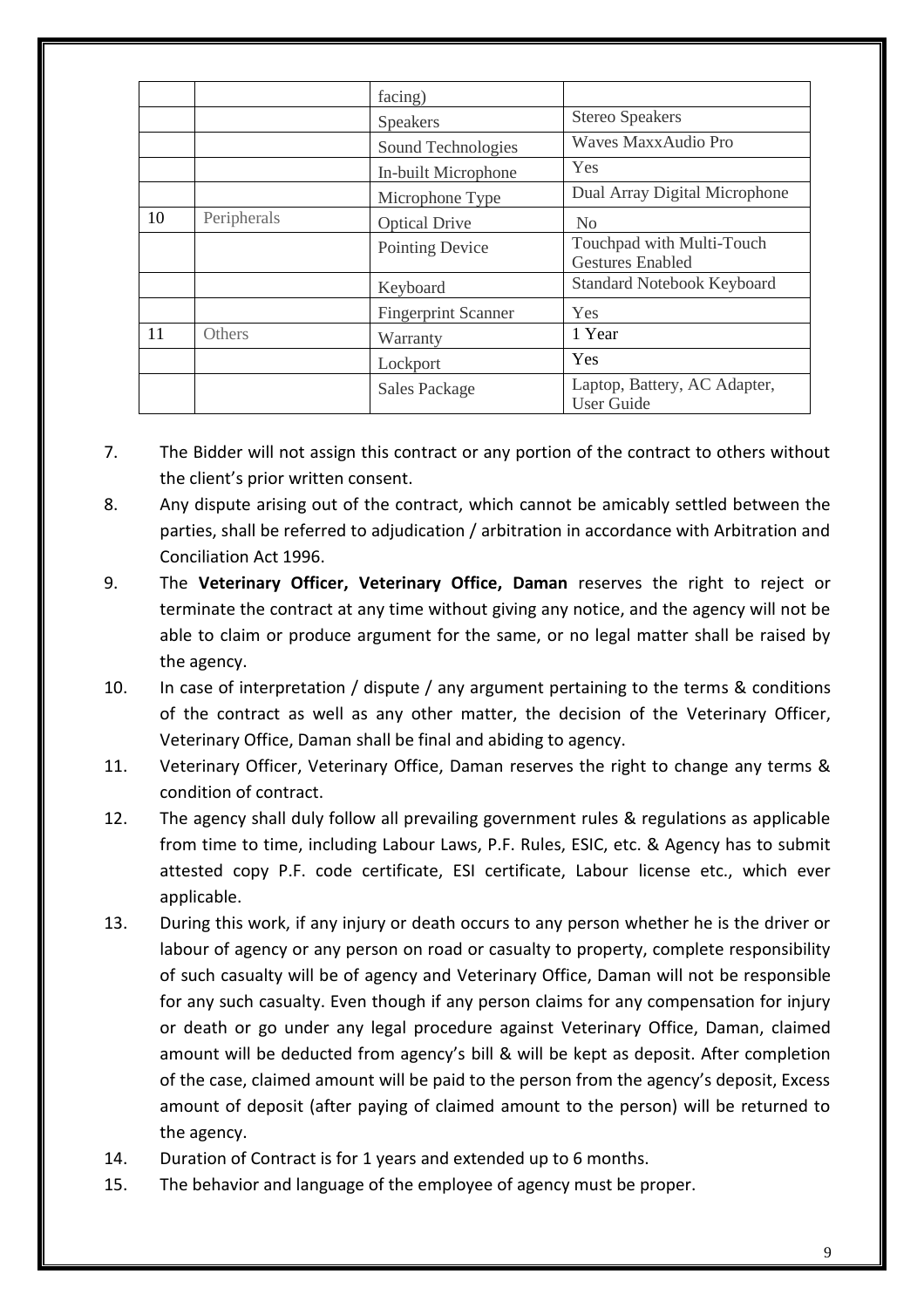| | | facing) | |
|---|---|---|---|
| | | Speakers | Stereo Speakers |
| | | Sound Technologies | Waves MaxxAudio Pro |
| | | In-built Microphone | Yes |
| | | Microphone Type | Dual Array Digital Microphone |
| 10 | Peripherals | Optical Drive | No |
| | | Pointing Device | Touchpad with Multi-Touch Gestures Enabled |
| | | Keyboard | Standard Notebook Keyboard |
| | | Fingerprint Scanner | Yes |
| 11 | Others | Warranty | 1 Year |
| | | Lockport | Yes |
| | | Sales Package | Laptop, Battery, AC Adapter, User Guide |

7. The Bidder will not assign this contract or any portion of the contract to others without the client's prior written consent.
8. Any dispute arising out of the contract, which cannot be amicably settled between the parties, shall be referred to adjudication / arbitration in accordance with Arbitration and Conciliation Act 1996.
9. The **Veterinary Officer, Veterinary Office, Daman** reserves the right to reject or terminate the contract at any time without giving any notice, and the agency will not be able to claim or produce argument for the same, or no legal matter shall be raised by the agency.
10. In case of interpretation / dispute / any argument pertaining to the terms & conditions of the contract as well as any other matter, the decision of the Veterinary Officer, Veterinary Office, Daman shall be final and abiding to agency.
11. Veterinary Officer, Veterinary Office, Daman reserves the right to change any terms & condition of contract.
12. The agency shall duly follow all prevailing government rules & regulations as applicable from time to time, including Labour Laws, P.F. Rules, ESIC, etc. & Agency has to submit attested copy P.F. code certificate, ESI certificate, Labour license etc., which ever applicable.
13. During this work, if any injury or death occurs to any person whether he is the driver or labour of agency or any person on road or casualty to property, complete responsibility of such casualty will be of agency and Veterinary Office, Daman will not be responsible for any such casualty. Even though if any person claims for any compensation for injury or death or go under any legal procedure against Veterinary Office, Daman, claimed amount will be deducted from agency's bill & will be kept as deposit. After completion of the case, claimed amount will be paid to the person from the agency's deposit, Excess amount of deposit (after paying of claimed amount to the person) will be returned to the agency.
14. Duration of Contract is for 1 years and extended up to 6 months.
15. The behavior and language of the employee of agency must be proper.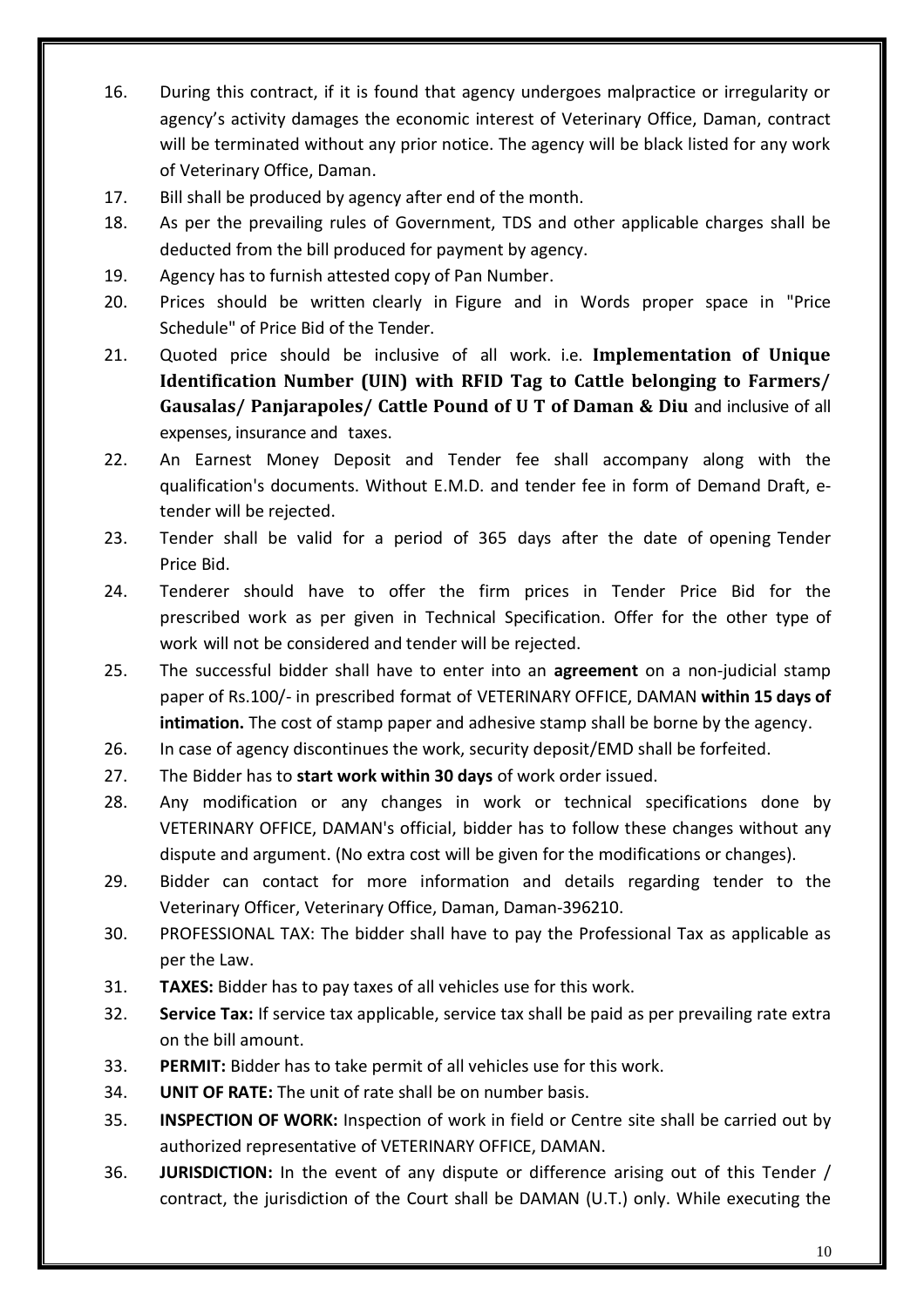16. During this contract, if it is found that agency undergoes malpractice or irregularity or agency's activity damages the economic interest of Veterinary Office, Daman, contract will be terminated without any prior notice. The agency will be black listed for any work of Veterinary Office, Daman.
17. Bill shall be produced by agency after end of the month.
18. As per the prevailing rules of Government, TDS and other applicable charges shall be deducted from the bill produced for payment by agency.
19. Agency has to furnish attested copy of Pan Number.
20. Prices should be written clearly in Figure and in Words proper space in "Price Schedule" of Price Bid of the Tender.
21. Quoted price should be inclusive of all work. i.e. **Implementation of Unique Identification Number (UIN) with RFID Tag to Cattle belonging to Farmers/ Gausalas/ Panjarapoles/ Cattle Pound of U T of Daman & Diu** and inclusive of all expenses, insurance and taxes.
22. An Earnest Money Deposit and Tender fee shall accompany along with the qualification's documents. Without E.M.D. and tender fee in form of Demand Draft, e-tender will be rejected.
23. Tender shall be valid for a period of 365 days after the date of opening Tender Price Bid.
24. Tenderer should have to offer the firm prices in Tender Price Bid for the prescribed work as per given in Technical Specification. Offer for the other type of work will not be considered and tender will be rejected.
25. The successful bidder shall have to enter into an **agreement** on a non-judicial stamp paper of Rs.100/- in prescribed format of VETERINARY OFFICE, DAMAN **within 15 days of intimation.** The cost of stamp paper and adhesive stamp shall be borne by the agency.
26. In case of agency discontinues the work, security deposit/EMD shall be forfeited.
27. The Bidder has to **start work within 30 days** of work order issued.
28. Any modification or any changes in work or technical specifications done by VETERINARY OFFICE, DAMAN's official, bidder has to follow these changes without any dispute and argument. (No extra cost will be given for the modifications or changes).
29. Bidder can contact for more information and details regarding tender to the Veterinary Officer, Veterinary Office, Daman, Daman-396210.
30. PROFESSIONAL TAX: The bidder shall have to pay the Professional Tax as applicable as per the Law.
31. **TAXES:** Bidder has to pay taxes of all vehicles use for this work.
32. **Service Tax:** If service tax applicable, service tax shall be paid as per prevailing rate extra on the bill amount.
33. **PERMIT:** Bidder has to take permit of all vehicles use for this work.
34. **UNIT OF RATE:** The unit of rate shall be on number basis.
35. **INSPECTION OF WORK:** Inspection of work in field or Centre site shall be carried out by authorized representative of VETERINARY OFFICE, DAMAN.
36. **JURISDICTION:** In the event of any dispute or difference arising out of this Tender / contract, the jurisdiction of the Court shall be DAMAN (U.T.) only. While executing the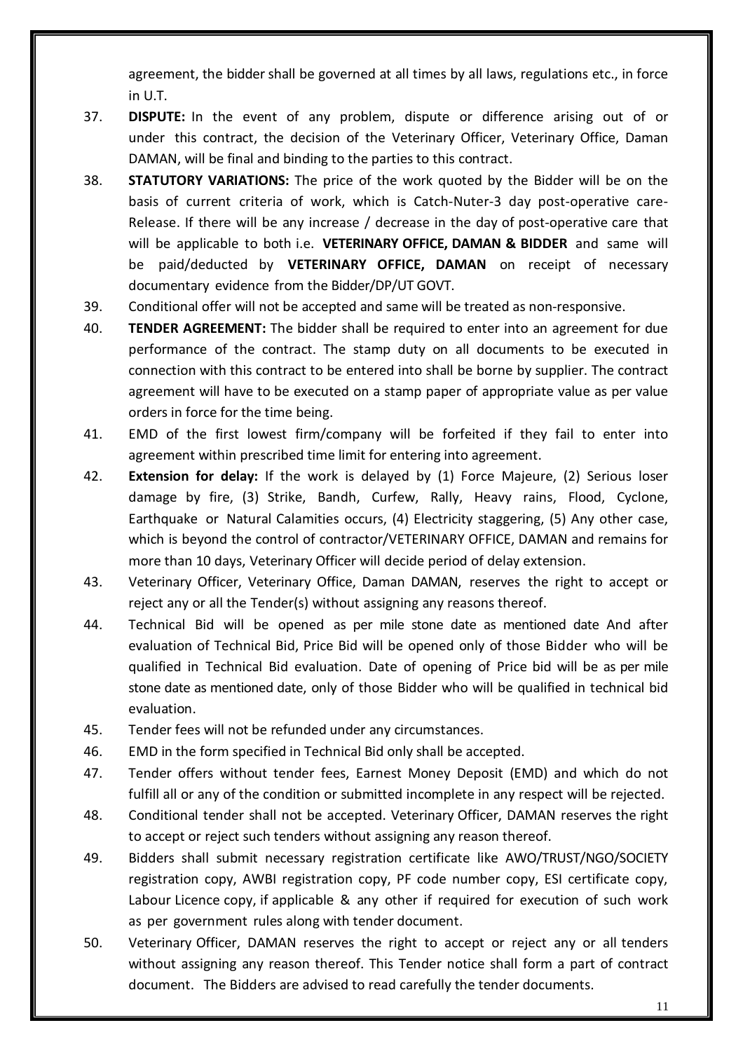agreement, the bidder shall be governed at all times by all laws, regulations etc., in force in U.T.

37. **DISPUTE:** In the event of any problem, dispute or difference arising out of or under this contract, the decision of the Veterinary Officer, Veterinary Office, Daman DAMAN, will be final and binding to the parties to this contract.

38. **STATUTORY VARIATIONS:** The price of the work quoted by the Bidder will be on the basis of current criteria of work, which is Catch-Nuter-3 day post-operative care-Release. If there will be any increase / decrease in the day of post-operative care that will be applicable to both i.e. **VETERINARY OFFICE, DAMAN & BIDDER** and same will be paid/deducted by **VETERINARY OFFICE, DAMAN** on receipt of necessary documentary evidence from the Bidder/DP/UT GOVT.

39. Conditional offer will not be accepted and same will be treated as non-responsive.

40. **TENDER AGREEMENT:** The bidder shall be required to enter into an agreement for due performance of the contract. The stamp duty on all documents to be executed in connection with this contract to be entered into shall be borne by supplier. The contract agreement will have to be executed on a stamp paper of appropriate value as per value orders in force for the time being.

41. EMD of the first lowest firm/company will be forfeited if they fail to enter into agreement within prescribed time limit for entering into agreement.

42. **Extension for delay:** If the work is delayed by (1) Force Majeure, (2) Serious loser damage by fire, (3) Strike, Bandh, Curfew, Rally, Heavy rains, Flood, Cyclone, Earthquake or Natural Calamities occurs, (4) Electricity staggering, (5) Any other case, which is beyond the control of contractor/VETERINARY OFFICE, DAMAN and remains for more than 10 days, Veterinary Officer will decide period of delay extension.

43. Veterinary Officer, Veterinary Office, Daman DAMAN, reserves the right to accept or reject any or all the Tender(s) without assigning any reasons thereof.

44. Technical Bid will be opened as per mile stone date as mentioned date And after evaluation of Technical Bid, Price Bid will be opened only of those Bidder who will be qualified in Technical Bid evaluation. Date of opening of Price bid will be as per mile stone date as mentioned date, only of those Bidder who will be qualified in technical bid evaluation.

45. Tender fees will not be refunded under any circumstances.

46. EMD in the form specified in Technical Bid only shall be accepted.

47. Tender offers without tender fees, Earnest Money Deposit (EMD) and which do not fulfill all or any of the condition or submitted incomplete in any respect will be rejected.

48. Conditional tender shall not be accepted. Veterinary Officer, DAMAN reserves the right to accept or reject such tenders without assigning any reason thereof.

49. Bidders shall submit necessary registration certificate like AWO/TRUST/NGO/SOCIETY registration copy, AWBI registration copy, PF code number copy, ESI certificate copy, Labour Licence copy, if applicable & any other if required for execution of such work as per government rules along with tender document.

50. Veterinary Officer, DAMAN reserves the right to accept or reject any or all tenders without assigning any reason thereof. This Tender notice shall form a part of contract document. The Bidders are advised to read carefully the tender documents.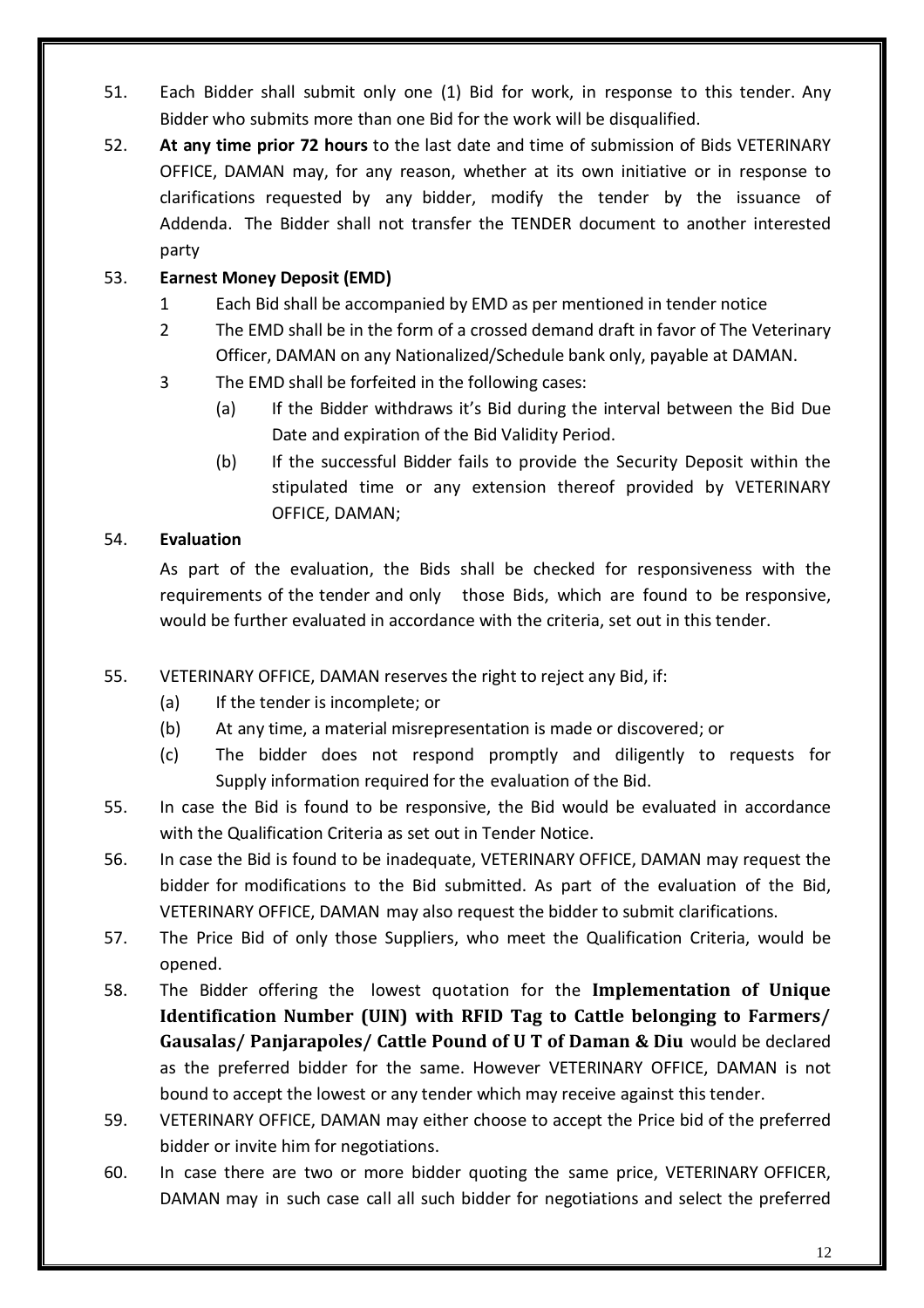51. Each Bidder shall submit only one (1) Bid for work, in response to this tender. Any Bidder who submits more than one Bid for the work will be disqualified.

52. **At any time prior 72 hours** to the last date and time of submission of Bids VETERINARY OFFICE, DAMAN may, for any reason, whether at its own initiative or in response to clarifications requested by any bidder, modify the tender by the issuance of Addenda. The Bidder shall not transfer the TENDER document to another interested party

53. **Earnest Money Deposit (EMD)**

    1. Each Bid shall be accompanied by EMD as per mentioned in tender notice
    2. The EMD shall be in the form of a crossed demand draft in favor of The Veterinary Officer, DAMAN on any Nationalized/Schedule bank only, payable at DAMAN.
    3. The EMD shall be forfeited in the following cases:
        (a) If the Bidder withdraws it's Bid during the interval between the Bid Due Date and expiration of the Bid Validity Period.
        (b) If the successful Bidder fails to provide the Security Deposit within the stipulated time or any extension thereof provided by VETERINARY OFFICE, DAMAN;

54. **Evaluation**

    As part of the evaluation, the Bids shall be checked for responsiveness with the requirements of the tender and only those Bids, which are found to be responsive, would be further evaluated in accordance with the criteria, set out in this tender.

55. VETERINARY OFFICE, DAMAN reserves the right to reject any Bid, if:
    (a) If the tender is incomplete; or
    (b) At any time, a material misrepresentation is made or discovered; or
    (c) The bidder does not respond promptly and diligently to requests for Supply information required for the evaluation of the Bid.

55. In case the Bid is found to be responsive, the Bid would be evaluated in accordance with the Qualification Criteria as set out in Tender Notice.

56. In case the Bid is found to be inadequate, VETERINARY OFFICE, DAMAN may request the bidder for modifications to the Bid submitted. As part of the evaluation of the Bid, VETERINARY OFFICE, DAMAN may also request the bidder to submit clarifications.

57. The Price Bid of only those Suppliers, who meet the Qualification Criteria, would be opened.

58. The Bidder offering the lowest quotation for the **Implementation of Unique Identification Number (UIN) with RFID Tag to Cattle belonging to Farmers/ Gausalas/ Panjarapoles/ Cattle Pound of U T of Daman & Diu** would be declared as the preferred bidder for the same. However VETERINARY OFFICE, DAMAN is not bound to accept the lowest or any tender which may receive against this tender.

59. VETERINARY OFFICE, DAMAN may either choose to accept the Price bid of the preferred bidder or invite him for negotiations.

60. In case there are two or more bidder quoting the same price, VETERINARY OFFICER, DAMAN may in such case call all such bidder for negotiations and select the preferred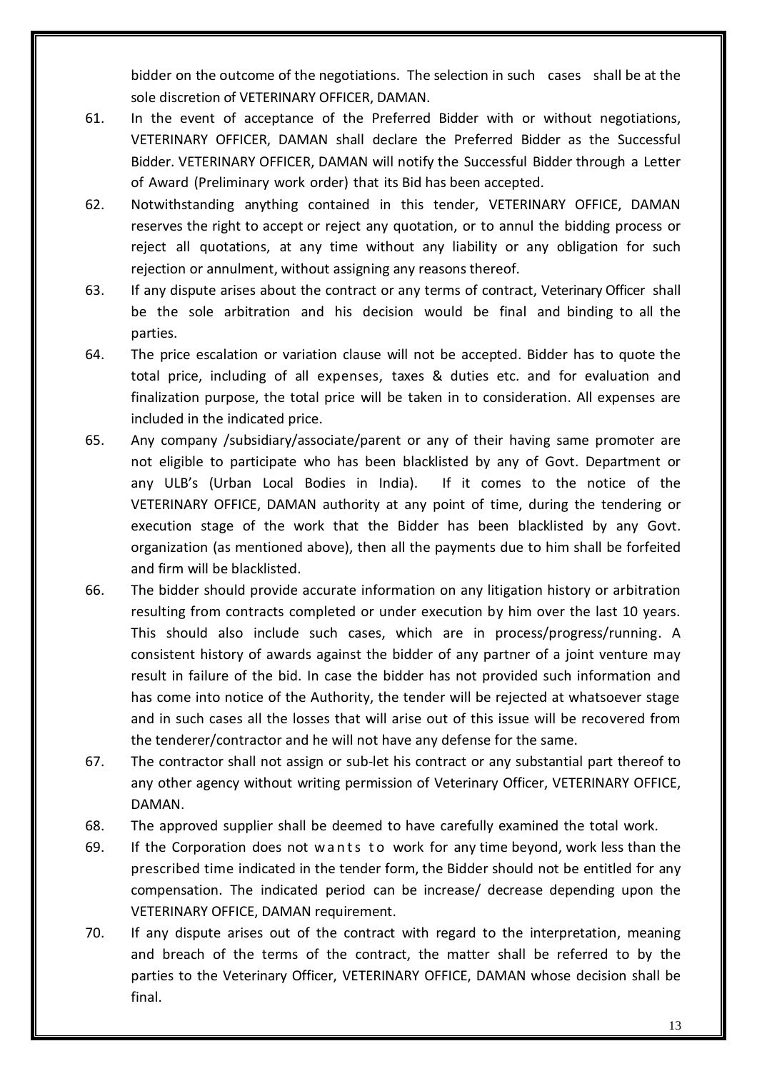bidder on the outcome of the negotiations. The selection in such cases shall be at the sole discretion of VETERINARY OFFICER, DAMAN.

61. In the event of acceptance of the Preferred Bidder with or without negotiations, VETERINARY OFFICER, DAMAN shall declare the Preferred Bidder as the Successful Bidder. VETERINARY OFFICER, DAMAN will notify the Successful Bidder through a Letter of Award (Preliminary work order) that its Bid has been accepted.
62. Notwithstanding anything contained in this tender, VETERINARY OFFICE, DAMAN reserves the right to accept or reject any quotation, or to annul the bidding process or reject all quotations, at any time without any liability or any obligation for such rejection or annulment, without assigning any reasons thereof.
63. If any dispute arises about the contract or any terms of contract, Veterinary Officer shall be the sole arbitration and his decision would be final and binding to all the parties.
64. The price escalation or variation clause will not be accepted. Bidder has to quote the total price, including of all expenses, taxes & duties etc. and for evaluation and finalization purpose, the total price will be taken in to consideration. All expenses are included in the indicated price.
65. Any company /subsidiary/associate/parent or any of their having same promoter are not eligible to participate who has been blacklisted by any of Govt. Department or any ULB's (Urban Local Bodies in India). If it comes to the notice of the VETERINARY OFFICE, DAMAN authority at any point of time, during the tendering or execution stage of the work that the Bidder has been blacklisted by any Govt. organization (as mentioned above), then all the payments due to him shall be forfeited and firm will be blacklisted.
66. The bidder should provide accurate information on any litigation history or arbitration resulting from contracts completed or under execution by him over the last 10 years. This should also include such cases, which are in process/progress/running. A consistent history of awards against the bidder of any partner of a joint venture may result in failure of the bid. In case the bidder has not provided such information and has come into notice of the Authority, the tender will be rejected at whatsoever stage and in such cases all the losses that will arise out of this issue will be recovered from the tenderer/contractor and he will not have any defense for the same.
67. The contractor shall not assign or sub-let his contract or any substantial part thereof to any other agency without writing permission of Veterinary Officer, VETERINARY OFFICE, DAMAN.
68. The approved supplier shall be deemed to have carefully examined the total work.
69. If the Corporation does not wants to work for any time beyond, work less than the prescribed time indicated in the tender form, the Bidder should not be entitled for any compensation. The indicated period can be increase/ decrease depending upon the VETERINARY OFFICE, DAMAN requirement.
70. If any dispute arises out of the contract with regard to the interpretation, meaning and breach of the terms of the contract, the matter shall be referred to by the parties to the Veterinary Officer, VETERINARY OFFICE, DAMAN whose decision shall be final.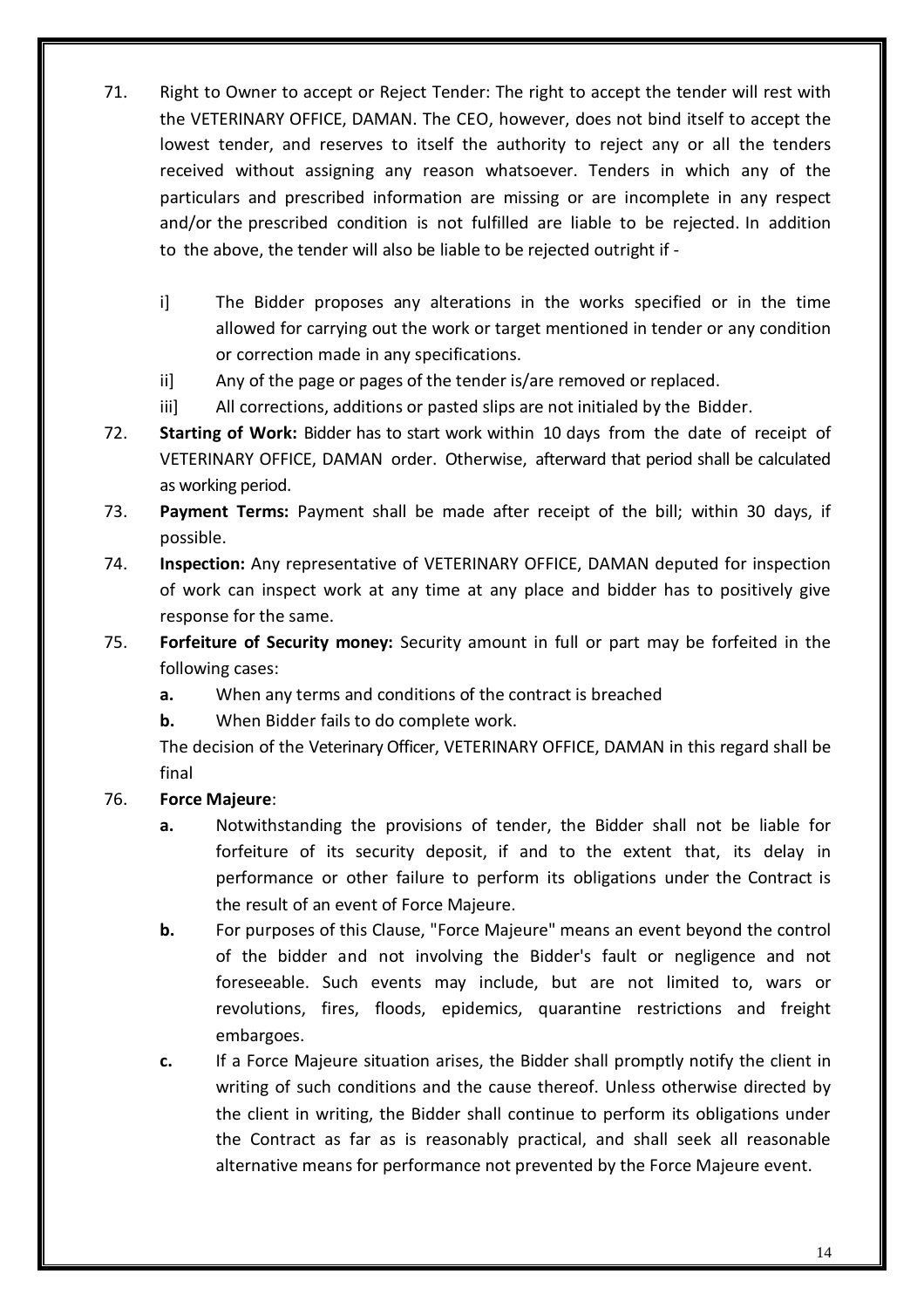71. Right to Owner to accept or Reject Tender: The right to accept the tender will rest with the VETERINARY OFFICE, DAMAN. The CEO, however, does not bind itself to accept the lowest tender, and reserves to itself the authority to reject any or all the tenders received without assigning any reason whatsoever. Tenders in which any of the particulars and prescribed information are missing or are incomplete in any respect and/or the prescribed condition is not fulfilled are liable to be rejected. In addition to the above, the tender will also be liable to be rejected outright if -

    i] The Bidder proposes any alterations in the works specified or in the time allowed for carrying out the work or target mentioned in tender or any condition or correction made in any specifications.

    ii] Any of the page or pages of the tender is/are removed or replaced.

    iii] All corrections, additions or pasted slips are not initialed by the Bidder.

72. **Starting of Work:** Bidder has to start work within 10 days from the date of receipt of VETERINARY OFFICE, DAMAN order. Otherwise, afterward that period shall be calculated as working period.

73. **Payment Terms:** Payment shall be made after receipt of the bill; within 30 days, if possible.

74. **Inspection:** Any representative of VETERINARY OFFICE, DAMAN deputed for inspection of work can inspect work at any time at any place and bidder has to positively give response for the same.

75. **Forfeiture of Security money:** Security amount in full or part may be forfeited in the following cases:

    **a.** When any terms and conditions of the contract is breached

    **b.** When Bidder fails to do complete work.

    The decision of the Veterinary Officer, VETERINARY OFFICE, DAMAN in this regard shall be final

76. **Force Majeure**:

    **a.** Notwithstanding the provisions of tender, the Bidder shall not be liable for forfeiture of its security deposit, if and to the extent that, its delay in performance or other failure to perform its obligations under the Contract is the result of an event of Force Majeure.

    **b.** For purposes of this Clause, "Force Majeure" means an event beyond the control of the bidder and not involving the Bidder's fault or negligence and not foreseeable. Such events may include, but are not limited to, wars or revolutions, fires, floods, epidemics, quarantine restrictions and freight embargoes.

    **c.** If a Force Majeure situation arises, the Bidder shall promptly notify the client in writing of such conditions and the cause thereof. Unless otherwise directed by the client in writing, the Bidder shall continue to perform its obligations under the Contract as far as is reasonably practical, and shall seek all reasonable alternative means for performance not prevented by the Force Majeure event.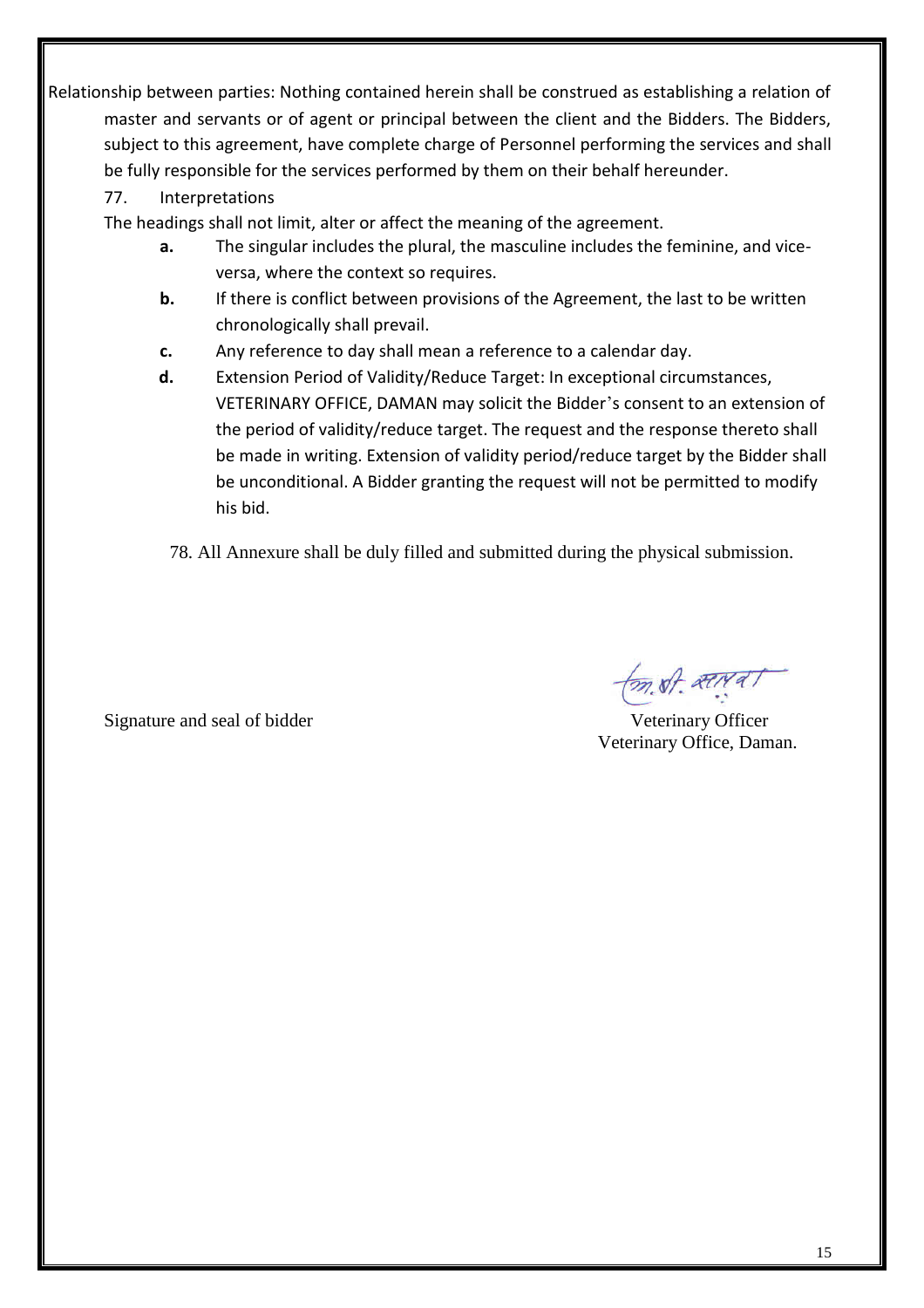Relationship between parties: Nothing contained herein shall be construed as establishing a relation of master and servants or of agent or principal between the client and the Bidders. The Bidders, subject to this agreement, have complete charge of Personnel performing the services and shall be fully responsible for the services performed by them on their behalf hereunder.

77. Interpretations

The headings shall not limit, alter or affect the meaning of the agreement.

- **a.** The singular includes the plural, the masculine includes the feminine, and vice-versa, where the context so requires.
- **b.** If there is conflict between provisions of the Agreement, the last to be written chronologically shall prevail.
- **c.** Any reference to day shall mean a reference to a calendar day.
- **d.** Extension Period of Validity/Reduce Target: In exceptional circumstances, VETERINARY OFFICE, DAMAN may solicit the Bidder's consent to an extension of the period of validity/reduce target. The request and the response thereto shall be made in writing. Extension of validity period/reduce target by the Bidder shall be unconditional. A Bidder granting the request will not be permitted to modify his bid.

78. All Annexure shall be duly filled and submitted during the physical submission.

Signature and seal of bidder

Veterinary Officer
Veterinary Office, Daman.